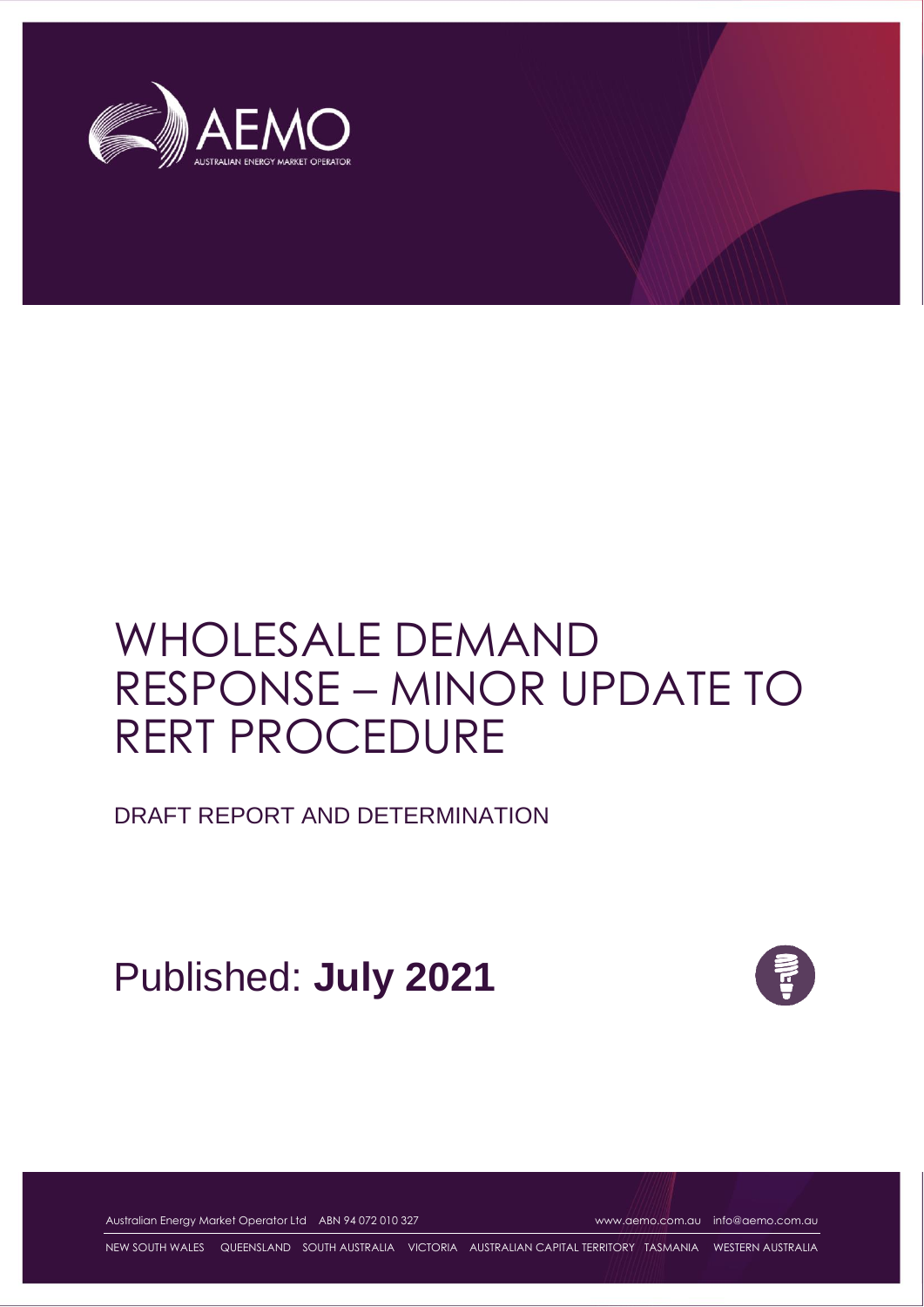# WHOLESALE DEMAND RESPONSE – MINOR UPDATE TO RERT PROCEDURE

DRAFT REPORT AND DETERMINATION

Published: **July 2021**

Australian Energy Market Operator Ltd ABN 94 072 010 327 www.aemo.com.au info@aemo.com.au

NEW SOUTH WALES QUEENSLAND SOUTH AUSTRALIA VICTORIA AUSTRALIAN CAPITAL TERRITORY TASMANIA WESTERN AUSTRALIA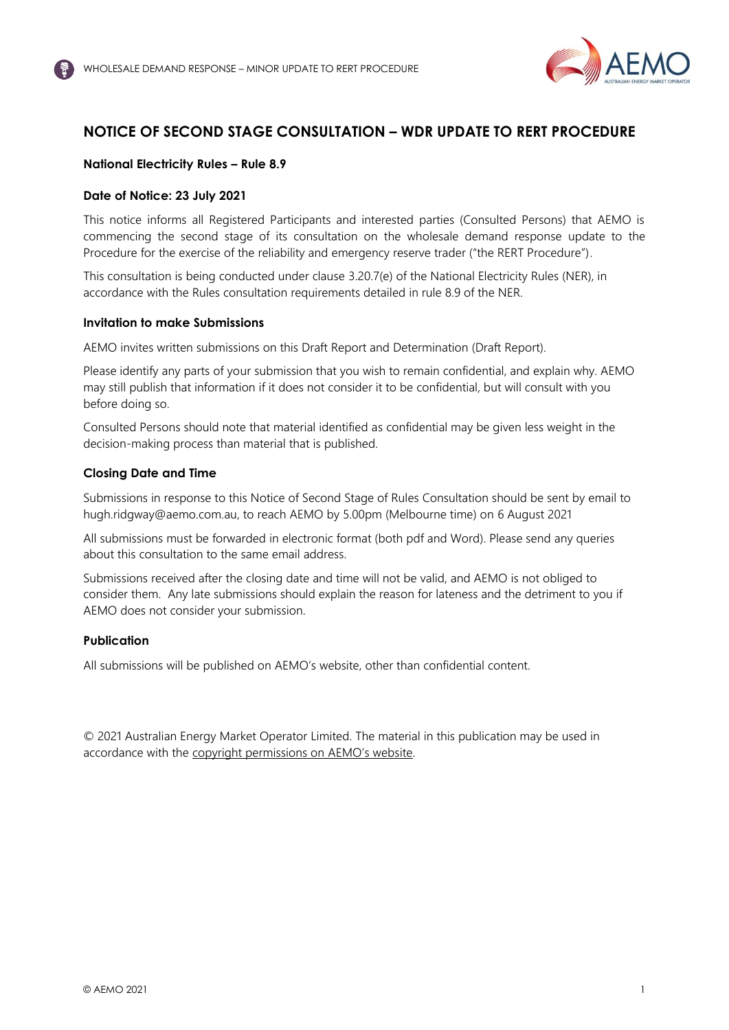# NOTICE OF SECOND STAGE CONSULTATION – WDR UPDATE TO RERT PROCEDURE

**National Electricity Rules – Rule 8.9**

**Date of Notice: 23 July 2021**

This notice informs all Registered Participants and interested parties (Consulted Persons) that AEMO is commencing the second stage of its consultation on the wholesale demand response update to the Procedure for the exercise of the reliability and emergency reserve trader ("the RERT Procedure").

This consultation is being conducted under clause 3.20.7(e) of the National Electricity Rules (NER), in accordance with the Rules consultation requirements detailed in rule 8.9 of the NER.

### Invitation to make Submissions

AEMO invites written submissions on this Draft Report and Determination (Draft Report).

Please identify any parts of your submission that you wish to remain confidential, and explain why. AEMO may still publish that information if it does not consider it to be confidential, but will consult with you before doing so.

Consulted Persons should note that material identified as confidential may be given less weight in the decision-making process than material that is published.

### Closing Date and Time

Submissions in response to this Notice of Second Stage of Rules Consultation should be sent by email to hugh.ridgway@aemo.com.au, to reach AEMO by 5.00pm (Melbourne time) on 6 August 2021

All submissions must be forwarded in electronic format (both pdf and Word). Please send any queries about this consultation to the same email address.

Submissions received after the closing date and time will not be valid, and AEMO is not obliged to consider them. Any late submissions should explain the reason for lateness and the detriment to you if AEMO does not consider your submission.

### Publication

All submissions will be published on AEMO's website, other than confidential content.

© 2021 Australian Energy Market Operator Limited. The material in this publication may be used in accordance with the copyright permissions on AEMO's website.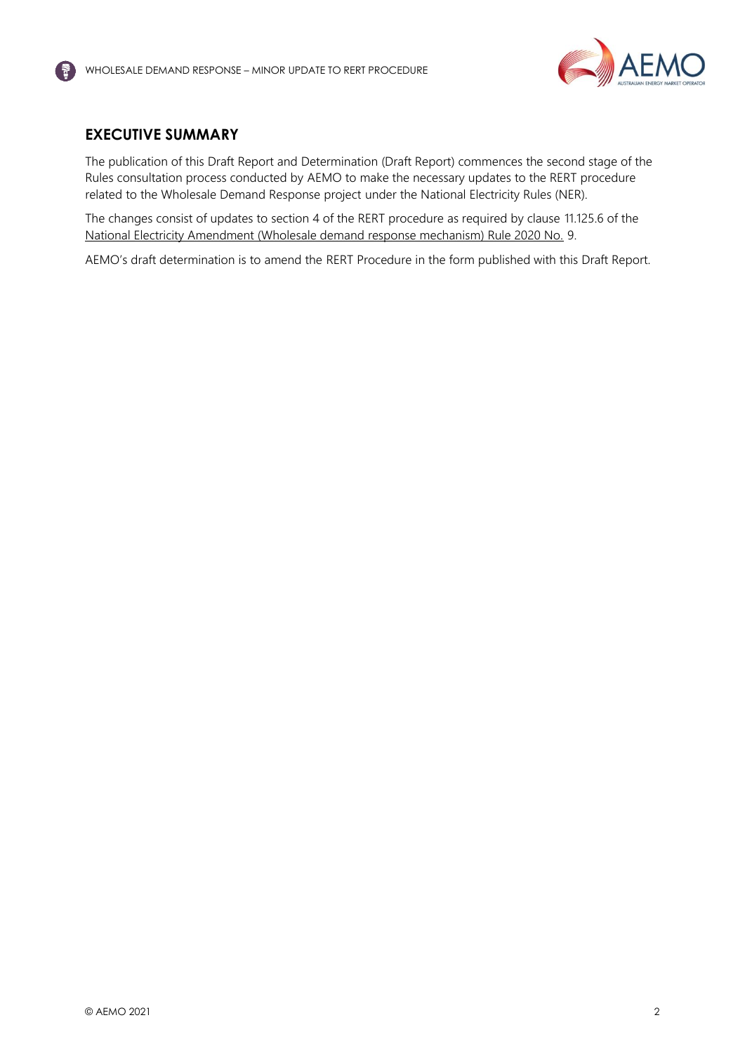## EXECUTIVE SUMMARY

The publication of this Draft Report and Determination (Draft Report) commences the second stage of the Rules consultation process conducted by AEMO to make the necessary updates to the RERT procedure related to the Wholesale Demand Response project under the National Electricity Rules (NER).

The changes consist of updates to section 4 of the RERT procedure as required by clause 11.125.6 of the National Electricity Amendment (Wholesale demand response mechanism) Rule 2020 No. 9.

AEMO's draft determination is to amend the RERT Procedure in the form published with this Draft Report.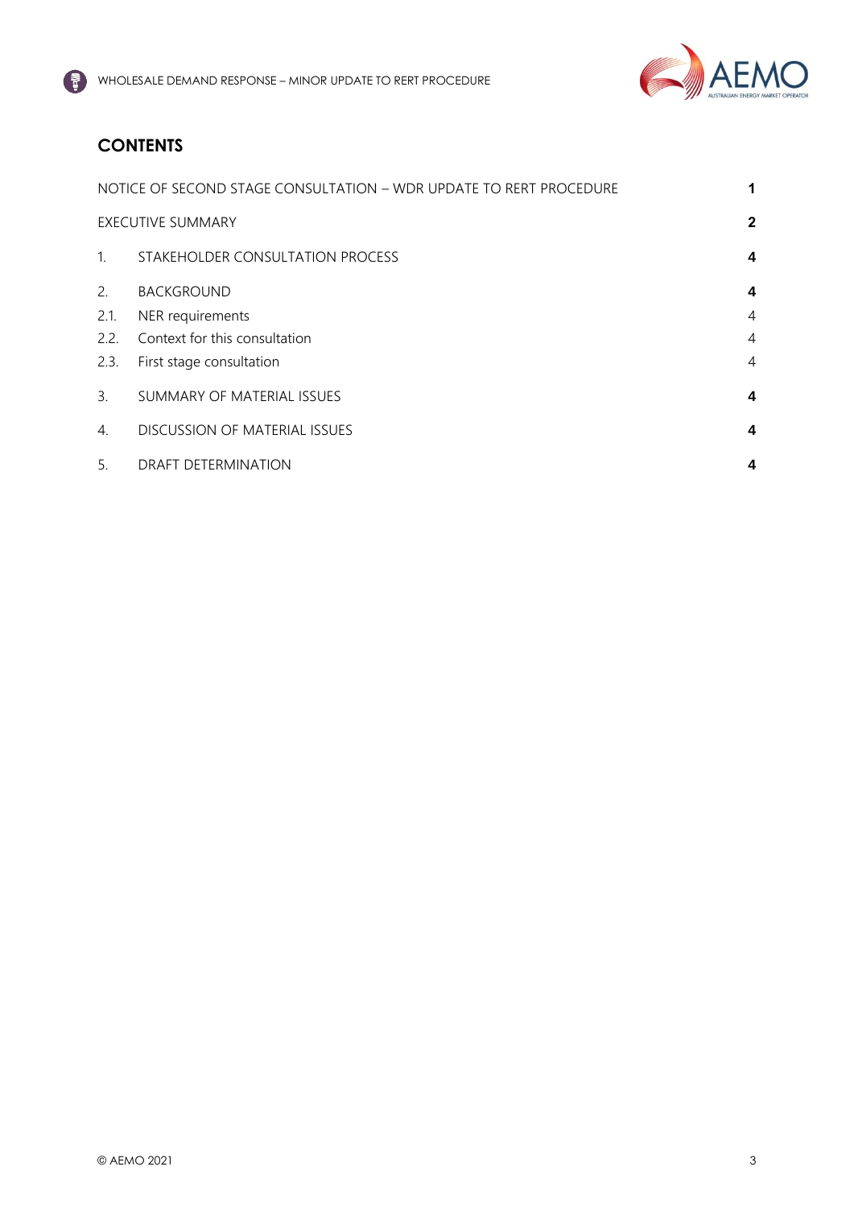## CONTENTS

| | | |
|---|---|---|
| NOTICE OF SECOND STAGE CONSULTATION – WDR UPDATE TO RERT PROCEDURE | | **1** |
| EXECUTIVE SUMMARY | | **2** |
| 1. | STAKEHOLDER CONSULTATION PROCESS | **4** |
| 2. | BACKGROUND | **4** |
| 2.1. | NER requirements | 4 |
| 2.2. | Context for this consultation | 4 |
| 2.3. | First stage consultation | 4 |
| 3. | SUMMARY OF MATERIAL ISSUES | **4** |
| 4. | DISCUSSION OF MATERIAL ISSUES | **4** |
| 5. | DRAFT DETERMINATION | **4** |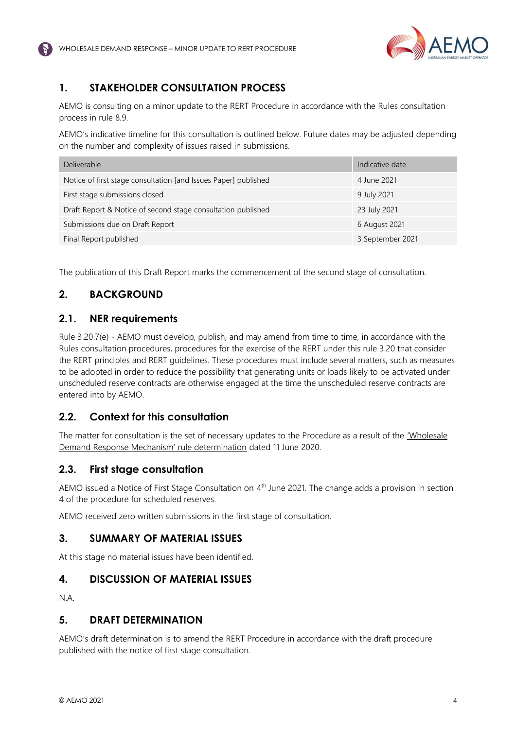# 1. STAKEHOLDER CONSULTATION PROCESS

AEMO is consulting on a minor update to the RERT Procedure in accordance with the Rules consultation process in rule 8.9.

AEMO's indicative timeline for this consultation is outlined below. Future dates may be adjusted depending on the number and complexity of issues raised in submissions.

| Deliverable | Indicative date |
|---|---|
| Notice of first stage consultation [and Issues Paper] published | 4 June 2021 |
| First stage submissions closed | 9 July 2021 |
| Draft Report & Notice of second stage consultation published | 23 July 2021 |
| Submissions due on Draft Report | 6 August 2021 |
| Final Report published | 3 September 2021 |

The publication of this Draft Report marks the commencement of the second stage of consultation.

# 2. BACKGROUND

## 2.1. NER requirements

Rule 3.20.7(e) - AEMO must develop, publish, and may amend from time to time, in accordance with the Rules consultation procedures, procedures for the exercise of the RERT under this rule 3.20 that consider the RERT principles and RERT guidelines. These procedures must include several matters, such as measures to be adopted in order to reduce the possibility that generating units or loads likely to be activated under unscheduled reserve contracts are otherwise engaged at the time the unscheduled reserve contracts are entered into by AEMO.

## 2.2. Context for this consultation

The matter for consultation is the set of necessary updates to the Procedure as a result of the 'Wholesale Demand Response Mechanism' rule determination dated 11 June 2020.

## 2.3. First stage consultation

AEMO issued a Notice of First Stage Consultation on 4th June 2021. The change adds a provision in section 4 of the procedure for scheduled reserves.

AEMO received zero written submissions in the first stage of consultation.

# 3. SUMMARY OF MATERIAL ISSUES

At this stage no material issues have been identified.

# 4. DISCUSSION OF MATERIAL ISSUES

N.A.

# 5. DRAFT DETERMINATION

AEMO's draft determination is to amend the RERT Procedure in accordance with the draft procedure published with the notice of first stage consultation.